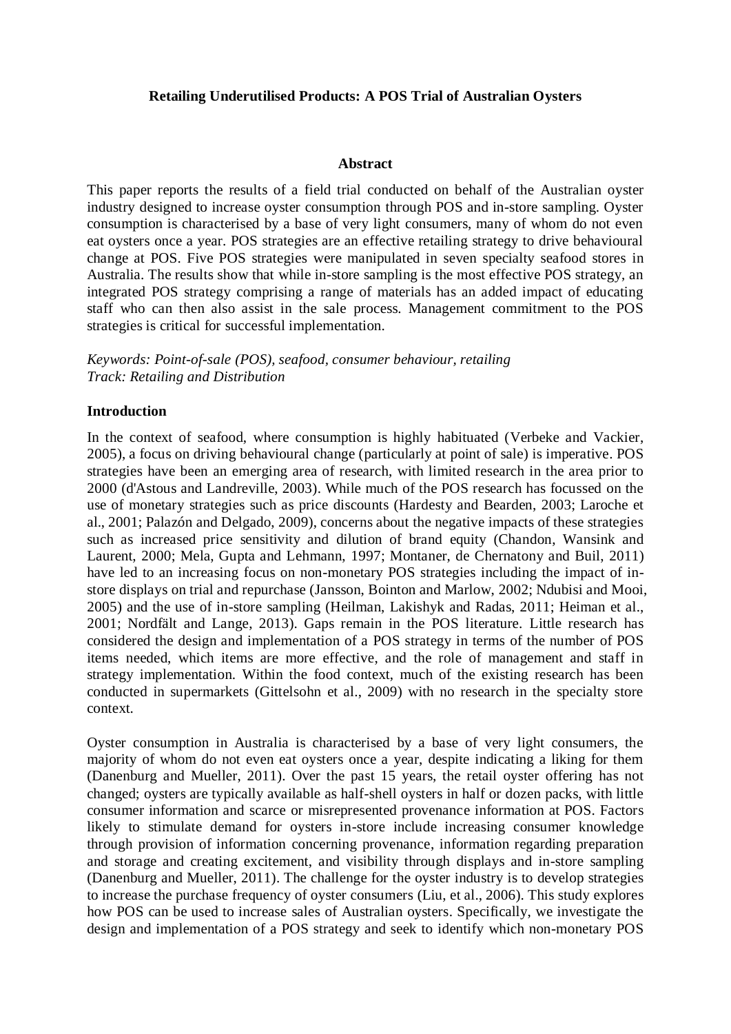# Retailing Underutilised Products: A POS Trial of Australian Oysters

## Abstract

This paper reports the results of a field trial conducted on behalf of the Australian oyster industry designed to increase oyster consumption through POS and in-store sampling. Oyster consumption is characterised by a base of very light consumers, many of whom do not even eat oysters once a year. POS strategies are an effective retailing strategy to drive behavioural change at POS. Five POS strategies were manipulated in seven specialty seafood stores in Australia. The results show that while in-store sampling is the most effective POS strategy, an integrated POS strategy comprising a range of materials has an added impact of educating staff who can then also assist in the sale process. Management commitment to the POS strategies is critical for successful implementation.

*Keywords: Point-of-sale (POS), seafood, consumer behaviour, retailing*
*Track: Retailing and Distribution*

## Introduction

In the context of seafood, where consumption is highly habituated (Verbeke and Vackier, 2005), a focus on driving behavioural change (particularly at point of sale) is imperative. POS strategies have been an emerging area of research, with limited research in the area prior to 2000 (d'Astous and Landreville, 2003). While much of the POS research has focussed on the use of monetary strategies such as price discounts (Hardesty and Bearden, 2003; Laroche et al., 2001; Palazón and Delgado, 2009), concerns about the negative impacts of these strategies such as increased price sensitivity and dilution of brand equity (Chandon, Wansink and Laurent, 2000; Mela, Gupta and Lehmann, 1997; Montaner, de Chernatony and Buil, 2011) have led to an increasing focus on non-monetary POS strategies including the impact of in-store displays on trial and repurchase (Jansson, Bointon and Marlow, 2002; Ndubisi and Mooi, 2005) and the use of in-store sampling (Heilman, Lakishyk and Radas, 2011; Heiman et al., 2001; Nordfält and Lange, 2013). Gaps remain in the POS literature. Little research has considered the design and implementation of a POS strategy in terms of the number of POS items needed, which items are more effective, and the role of management and staff in strategy implementation. Within the food context, much of the existing research has been conducted in supermarkets (Gittelsohn et al., 2009) with no research in the specialty store context.

Oyster consumption in Australia is characterised by a base of very light consumers, the majority of whom do not even eat oysters once a year, despite indicating a liking for them (Danenburg and Mueller, 2011). Over the past 15 years, the retail oyster offering has not changed; oysters are typically available as half-shell oysters in half or dozen packs, with little consumer information and scarce or misrepresented provenance information at POS. Factors likely to stimulate demand for oysters in-store include increasing consumer knowledge through provision of information concerning provenance, information regarding preparation and storage and creating excitement, and visibility through displays and in-store sampling (Danenburg and Mueller, 2011). The challenge for the oyster industry is to develop strategies to increase the purchase frequency of oyster consumers (Liu, et al., 2006). This study explores how POS can be used to increase sales of Australian oysters. Specifically, we investigate the design and implementation of a POS strategy and seek to identify which non-monetary POS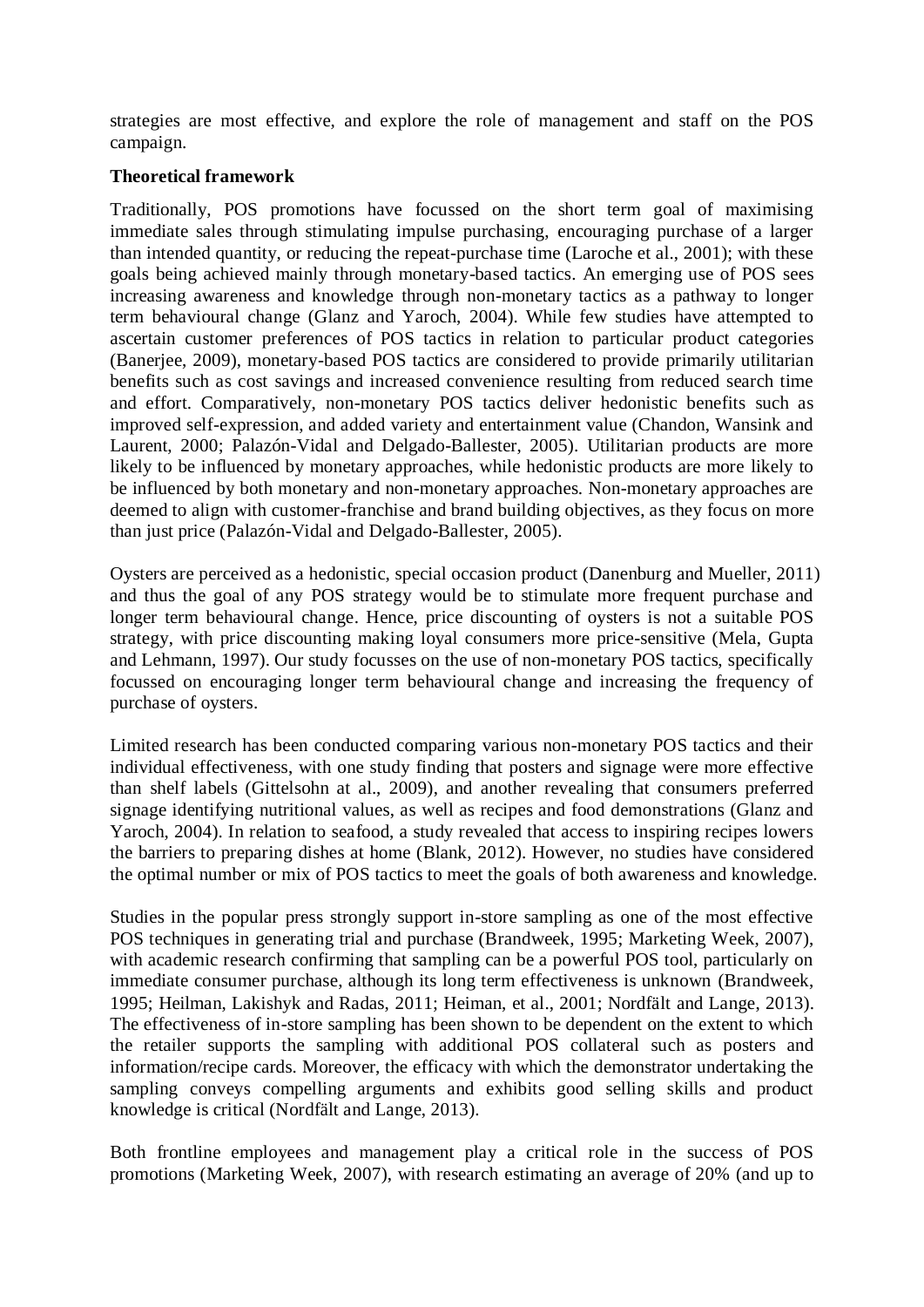strategies are most effective, and explore the role of management and staff on the POS campaign.

**Theoretical framework**

Traditionally, POS promotions have focussed on the short term goal of maximising immediate sales through stimulating impulse purchasing, encouraging purchase of a larger than intended quantity, or reducing the repeat-purchase time (Laroche et al., 2001); with these goals being achieved mainly through monetary-based tactics. An emerging use of POS sees increasing awareness and knowledge through non-monetary tactics as a pathway to longer term behavioural change (Glanz and Yaroch, 2004). While few studies have attempted to ascertain customer preferences of POS tactics in relation to particular product categories (Banerjee, 2009), monetary-based POS tactics are considered to provide primarily utilitarian benefits such as cost savings and increased convenience resulting from reduced search time and effort. Comparatively, non-monetary POS tactics deliver hedonistic benefits such as improved self-expression, and added variety and entertainment value (Chandon, Wansink and Laurent, 2000; Palazón-Vidal and Delgado-Ballester, 2005). Utilitarian products are more likely to be influenced by monetary approaches, while hedonistic products are more likely to be influenced by both monetary and non-monetary approaches. Non-monetary approaches are deemed to align with customer-franchise and brand building objectives, as they focus on more than just price (Palazón-Vidal and Delgado-Ballester, 2005).

Oysters are perceived as a hedonistic, special occasion product (Danenburg and Mueller, 2011) and thus the goal of any POS strategy would be to stimulate more frequent purchase and longer term behavioural change. Hence, price discounting of oysters is not a suitable POS strategy, with price discounting making loyal consumers more price-sensitive (Mela, Gupta and Lehmann, 1997). Our study focusses on the use of non-monetary POS tactics, specifically focussed on encouraging longer term behavioural change and increasing the frequency of purchase of oysters.

Limited research has been conducted comparing various non-monetary POS tactics and their individual effectiveness, with one study finding that posters and signage were more effective than shelf labels (Gittelsohn at al., 2009), and another revealing that consumers preferred signage identifying nutritional values, as well as recipes and food demonstrations (Glanz and Yaroch, 2004). In relation to seafood, a study revealed that access to inspiring recipes lowers the barriers to preparing dishes at home (Blank, 2012). However, no studies have considered the optimal number or mix of POS tactics to meet the goals of both awareness and knowledge.

Studies in the popular press strongly support in-store sampling as one of the most effective POS techniques in generating trial and purchase (Brandweek, 1995; Marketing Week, 2007), with academic research confirming that sampling can be a powerful POS tool, particularly on immediate consumer purchase, although its long term effectiveness is unknown (Brandweek, 1995; Heilman, Lakishyk and Radas, 2011; Heiman, et al., 2001; Nordfält and Lange, 2013). The effectiveness of in-store sampling has been shown to be dependent on the extent to which the retailer supports the sampling with additional POS collateral such as posters and information/recipe cards. Moreover, the efficacy with which the demonstrator undertaking the sampling conveys compelling arguments and exhibits good selling skills and product knowledge is critical (Nordfält and Lange, 2013).

Both frontline employees and management play a critical role in the success of POS promotions (Marketing Week, 2007), with research estimating an average of 20% (and up to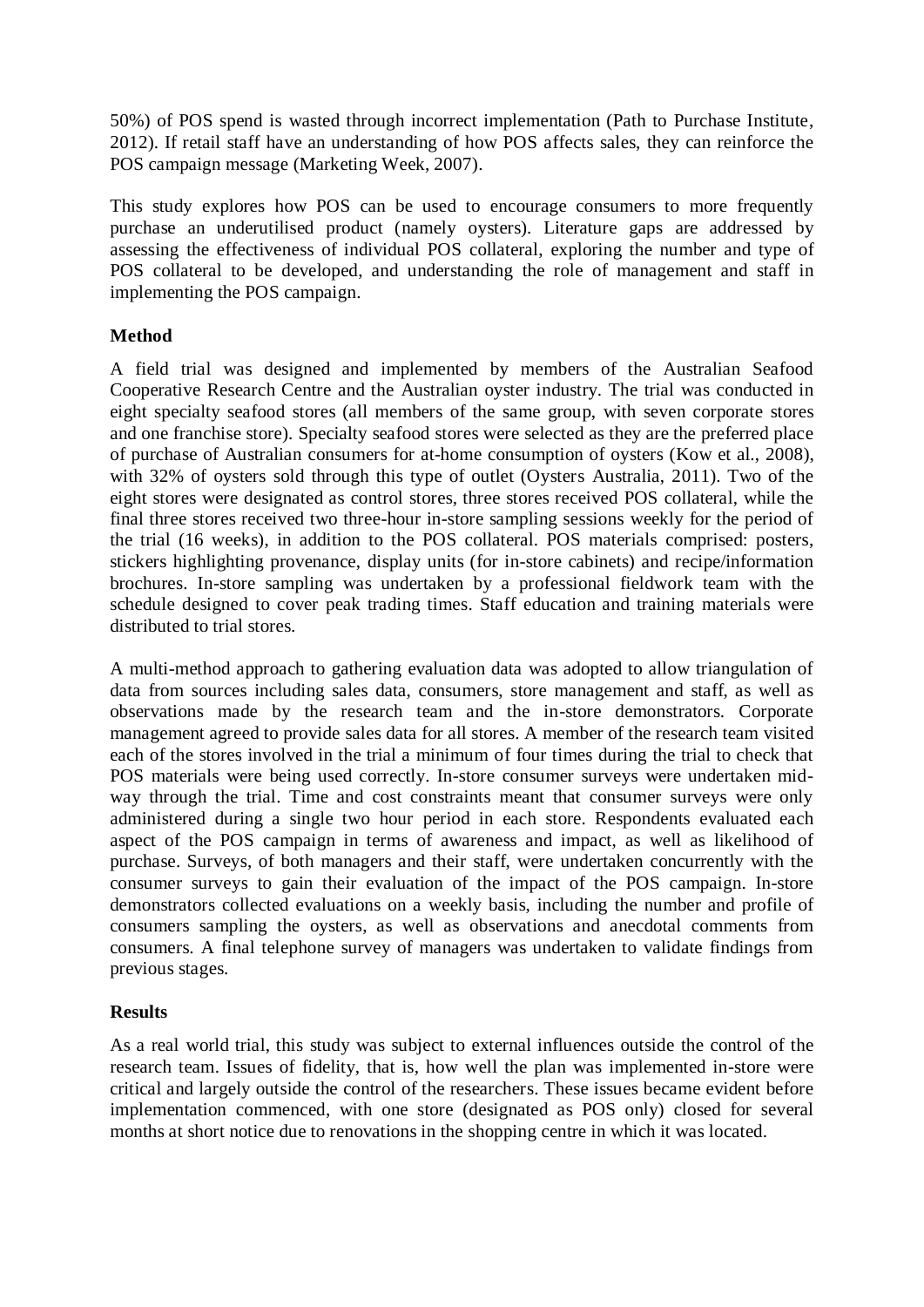50%) of POS spend is wasted through incorrect implementation (Path to Purchase Institute, 2012). If retail staff have an understanding of how POS affects sales, they can reinforce the POS campaign message (Marketing Week, 2007).

This study explores how POS can be used to encourage consumers to more frequently purchase an underutilised product (namely oysters). Literature gaps are addressed by assessing the effectiveness of individual POS collateral, exploring the number and type of POS collateral to be developed, and understanding the role of management and staff in implementing the POS campaign.

## Method

A field trial was designed and implemented by members of the Australian Seafood Cooperative Research Centre and the Australian oyster industry. The trial was conducted in eight specialty seafood stores (all members of the same group, with seven corporate stores and one franchise store). Specialty seafood stores were selected as they are the preferred place of purchase of Australian consumers for at-home consumption of oysters (Kow et al., 2008), with 32% of oysters sold through this type of outlet (Oysters Australia, 2011). Two of the eight stores were designated as control stores, three stores received POS collateral, while the final three stores received two three-hour in-store sampling sessions weekly for the period of the trial (16 weeks), in addition to the POS collateral. POS materials comprised: posters, stickers highlighting provenance, display units (for in-store cabinets) and recipe/information brochures. In-store sampling was undertaken by a professional fieldwork team with the schedule designed to cover peak trading times. Staff education and training materials were distributed to trial stores.

A multi-method approach to gathering evaluation data was adopted to allow triangulation of data from sources including sales data, consumers, store management and staff, as well as observations made by the research team and the in-store demonstrators. Corporate management agreed to provide sales data for all stores. A member of the research team visited each of the stores involved in the trial a minimum of four times during the trial to check that POS materials were being used correctly. In-store consumer surveys were undertaken mid-way through the trial. Time and cost constraints meant that consumer surveys were only administered during a single two hour period in each store. Respondents evaluated each aspect of the POS campaign in terms of awareness and impact, as well as likelihood of purchase. Surveys, of both managers and their staff, were undertaken concurrently with the consumer surveys to gain their evaluation of the impact of the POS campaign. In-store demonstrators collected evaluations on a weekly basis, including the number and profile of consumers sampling the oysters, as well as observations and anecdotal comments from consumers. A final telephone survey of managers was undertaken to validate findings from previous stages.

## Results

As a real world trial, this study was subject to external influences outside the control of the research team. Issues of fidelity, that is, how well the plan was implemented in-store were critical and largely outside the control of the researchers. These issues became evident before implementation commenced, with one store (designated as POS only) closed for several months at short notice due to renovations in the shopping centre in which it was located.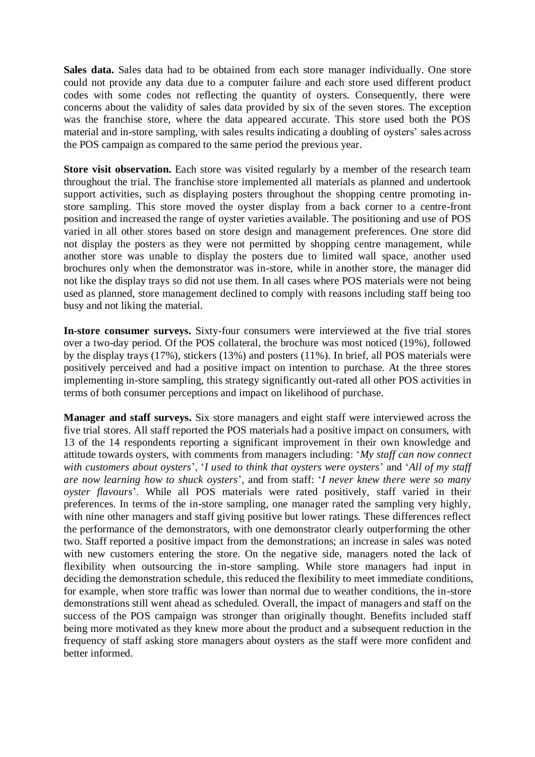**Sales data.** Sales data had to be obtained from each store manager individually. One store could not provide any data due to a computer failure and each store used different product codes with some codes not reflecting the quantity of oysters. Consequently, there were concerns about the validity of sales data provided by six of the seven stores. The exception was the franchise store, where the data appeared accurate. This store used both the POS material and in-store sampling, with sales results indicating a doubling of oysters' sales across the POS campaign as compared to the same period the previous year.

**Store visit observation.** Each store was visited regularly by a member of the research team throughout the trial. The franchise store implemented all materials as planned and undertook support activities, such as displaying posters throughout the shopping centre promoting in-store sampling. This store moved the oyster display from a back corner to a centre-front position and increased the range of oyster varieties available. The positioning and use of POS varied in all other stores based on store design and management preferences. One store did not display the posters as they were not permitted by shopping centre management, while another store was unable to display the posters due to limited wall space, another used brochures only when the demonstrator was in-store, while in another store, the manager did not like the display trays so did not use them. In all cases where POS materials were not being used as planned, store management declined to comply with reasons including staff being too busy and not liking the material.

**In-store consumer surveys.** Sixty-four consumers were interviewed at the five trial stores over a two-day period. Of the POS collateral, the brochure was most noticed (19%), followed by the display trays (17%), stickers (13%) and posters (11%). In brief, all POS materials were positively perceived and had a positive impact on intention to purchase. At the three stores implementing in-store sampling, this strategy significantly out-rated all other POS activities in terms of both consumer perceptions and impact on likelihood of purchase.

**Manager and staff surveys.** Six store managers and eight staff were interviewed across the five trial stores. All staff reported the POS materials had a positive impact on consumers, with 13 of the 14 respondents reporting a significant improvement in their own knowledge and attitude towards oysters, with comments from managers including: '*My staff can now connect with customers about oysters*', '*I used to think that oysters were oysters*' and '*All of my staff are now learning how to shuck oysters*', and from staff: '*I never knew there were so many oyster flavours*'. While all POS materials were rated positively, staff varied in their preferences. In terms of the in-store sampling, one manager rated the sampling very highly, with nine other managers and staff giving positive but lower ratings. These differences reflect the performance of the demonstrators, with one demonstrator clearly outperforming the other two. Staff reported a positive impact from the demonstrations; an increase in sales was noted with new customers entering the store. On the negative side, managers noted the lack of flexibility when outsourcing the in-store sampling. While store managers had input in deciding the demonstration schedule, this reduced the flexibility to meet immediate conditions, for example, when store traffic was lower than normal due to weather conditions, the in-store demonstrations still went ahead as scheduled. Overall, the impact of managers and staff on the success of the POS campaign was stronger than originally thought. Benefits included staff being more motivated as they knew more about the product and a subsequent reduction in the frequency of staff asking store managers about oysters as the staff were more confident and better informed.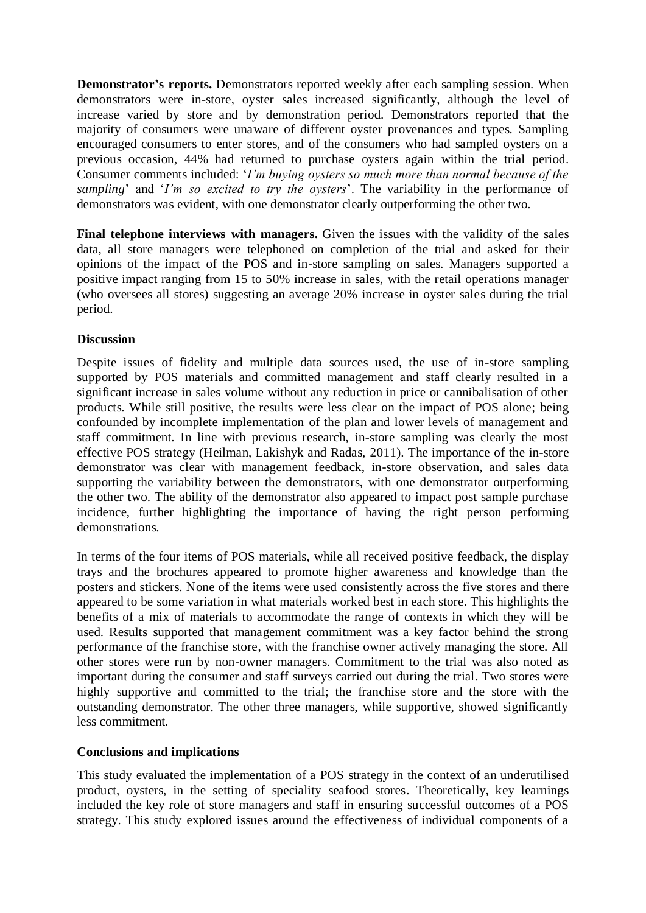**Demonstrator's reports.** Demonstrators reported weekly after each sampling session. When demonstrators were in-store, oyster sales increased significantly, although the level of increase varied by store and by demonstration period. Demonstrators reported that the majority of consumers were unaware of different oyster provenances and types. Sampling encouraged consumers to enter stores, and of the consumers who had sampled oysters on a previous occasion, 44% had returned to purchase oysters again within the trial period. Consumer comments included: '*I'm buying oysters so much more than normal because of the sampling*' and '*I'm so excited to try the oysters*'. The variability in the performance of demonstrators was evident, with one demonstrator clearly outperforming the other two.

**Final telephone interviews with managers.** Given the issues with the validity of the sales data, all store managers were telephoned on completion of the trial and asked for their opinions of the impact of the POS and in-store sampling on sales. Managers supported a positive impact ranging from 15 to 50% increase in sales, with the retail operations manager (who oversees all stores) suggesting an average 20% increase in oyster sales during the trial period.

## Discussion

Despite issues of fidelity and multiple data sources used, the use of in-store sampling supported by POS materials and committed management and staff clearly resulted in a significant increase in sales volume without any reduction in price or cannibalisation of other products. While still positive, the results were less clear on the impact of POS alone; being confounded by incomplete implementation of the plan and lower levels of management and staff commitment. In line with previous research, in-store sampling was clearly the most effective POS strategy (Heilman, Lakishyk and Radas, 2011). The importance of the in-store demonstrator was clear with management feedback, in-store observation, and sales data supporting the variability between the demonstrators, with one demonstrator outperforming the other two. The ability of the demonstrator also appeared to impact post sample purchase incidence, further highlighting the importance of having the right person performing demonstrations.

In terms of the four items of POS materials, while all received positive feedback, the display trays and the brochures appeared to promote higher awareness and knowledge than the posters and stickers. None of the items were used consistently across the five stores and there appeared to be some variation in what materials worked best in each store. This highlights the benefits of a mix of materials to accommodate the range of contexts in which they will be used. Results supported that management commitment was a key factor behind the strong performance of the franchise store, with the franchise owner actively managing the store. All other stores were run by non-owner managers. Commitment to the trial was also noted as important during the consumer and staff surveys carried out during the trial. Two stores were highly supportive and committed to the trial; the franchise store and the store with the outstanding demonstrator. The other three managers, while supportive, showed significantly less commitment.

## Conclusions and implications

This study evaluated the implementation of a POS strategy in the context of an underutilised product, oysters, in the setting of speciality seafood stores. Theoretically, key learnings included the key role of store managers and staff in ensuring successful outcomes of a POS strategy. This study explored issues around the effectiveness of individual components of a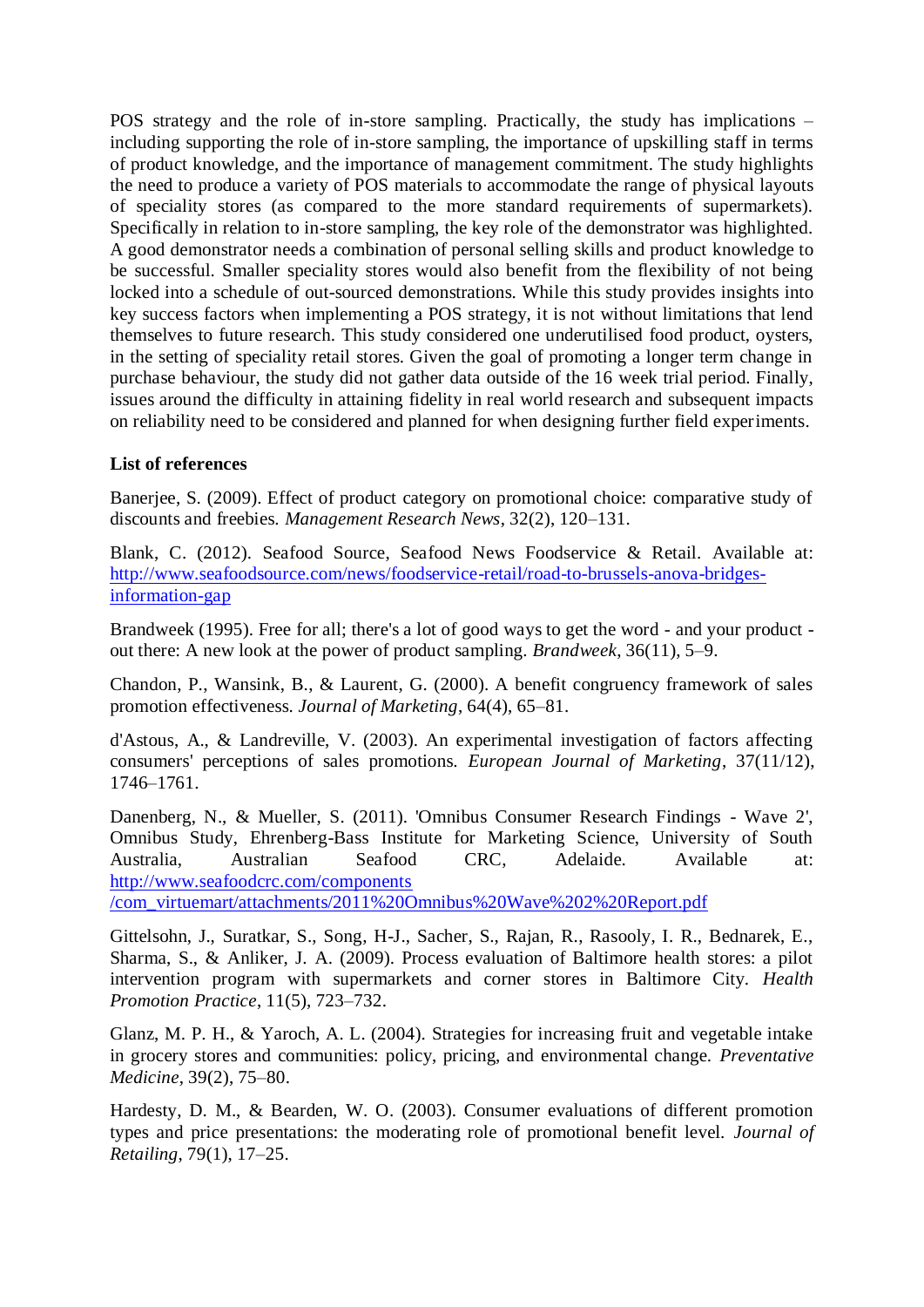POS strategy and the role of in-store sampling. Practically, the study has implications – including supporting the role of in-store sampling, the importance of upskilling staff in terms of product knowledge, and the importance of management commitment. The study highlights the need to produce a variety of POS materials to accommodate the range of physical layouts of speciality stores (as compared to the more standard requirements of supermarkets). Specifically in relation to in-store sampling, the key role of the demonstrator was highlighted. A good demonstrator needs a combination of personal selling skills and product knowledge to be successful. Smaller speciality stores would also benefit from the flexibility of not being locked into a schedule of out-sourced demonstrations. While this study provides insights into key success factors when implementing a POS strategy, it is not without limitations that lend themselves to future research. This study considered one underutilised food product, oysters, in the setting of speciality retail stores. Given the goal of promoting a longer term change in purchase behaviour, the study did not gather data outside of the 16 week trial period. Finally, issues around the difficulty in attaining fidelity in real world research and subsequent impacts on reliability need to be considered and planned for when designing further field experiments.

**List of references**

Banerjee, S. (2009). Effect of product category on promotional choice: comparative study of discounts and freebies. *Management Research News*, 32(2), 120–131.

Blank, C. (2012). Seafood Source, Seafood News Foodservice & Retail. Available at: http://www.seafoodsource.com/news/foodservice-retail/road-to-brussels-anova-bridges-information-gap

Brandweek (1995). Free for all; there's a lot of good ways to get the word - and your product - out there: A new look at the power of product sampling. *Brandweek*, 36(11), 5–9.

Chandon, P., Wansink, B., & Laurent, G. (2000). A benefit congruency framework of sales promotion effectiveness. *Journal of Marketing*, 64(4), 65–81.

d'Astous, A., & Landreville, V. (2003). An experimental investigation of factors affecting consumers' perceptions of sales promotions. *European Journal of Marketing*, 37(11/12), 1746–1761.

Danenberg, N., & Mueller, S. (2011). 'Omnibus Consumer Research Findings - Wave 2', Omnibus Study, Ehrenberg-Bass Institute for Marketing Science, University of South Australia, Australian Seafood CRC, Adelaide. Available at: http://www.seafoodcrc.com/components /com_virtuemart/attachments/2011%20Omnibus%20Wave%202%20Report.pdf

Gittelsohn, J., Suratkar, S., Song, H-J., Sacher, S., Rajan, R., Rasooly, I. R., Bednarek, E., Sharma, S., & Anliker, J. A. (2009). Process evaluation of Baltimore health stores: a pilot intervention program with supermarkets and corner stores in Baltimore City. *Health Promotion Practice*, 11(5), 723–732.

Glanz, M. P. H., & Yaroch, A. L. (2004). Strategies for increasing fruit and vegetable intake in grocery stores and communities: policy, pricing, and environmental change. *Preventative Medicine*, 39(2), 75–80.

Hardesty, D. M., & Bearden, W. O. (2003). Consumer evaluations of different promotion types and price presentations: the moderating role of promotional benefit level. *Journal of Retailing*, 79(1), 17–25.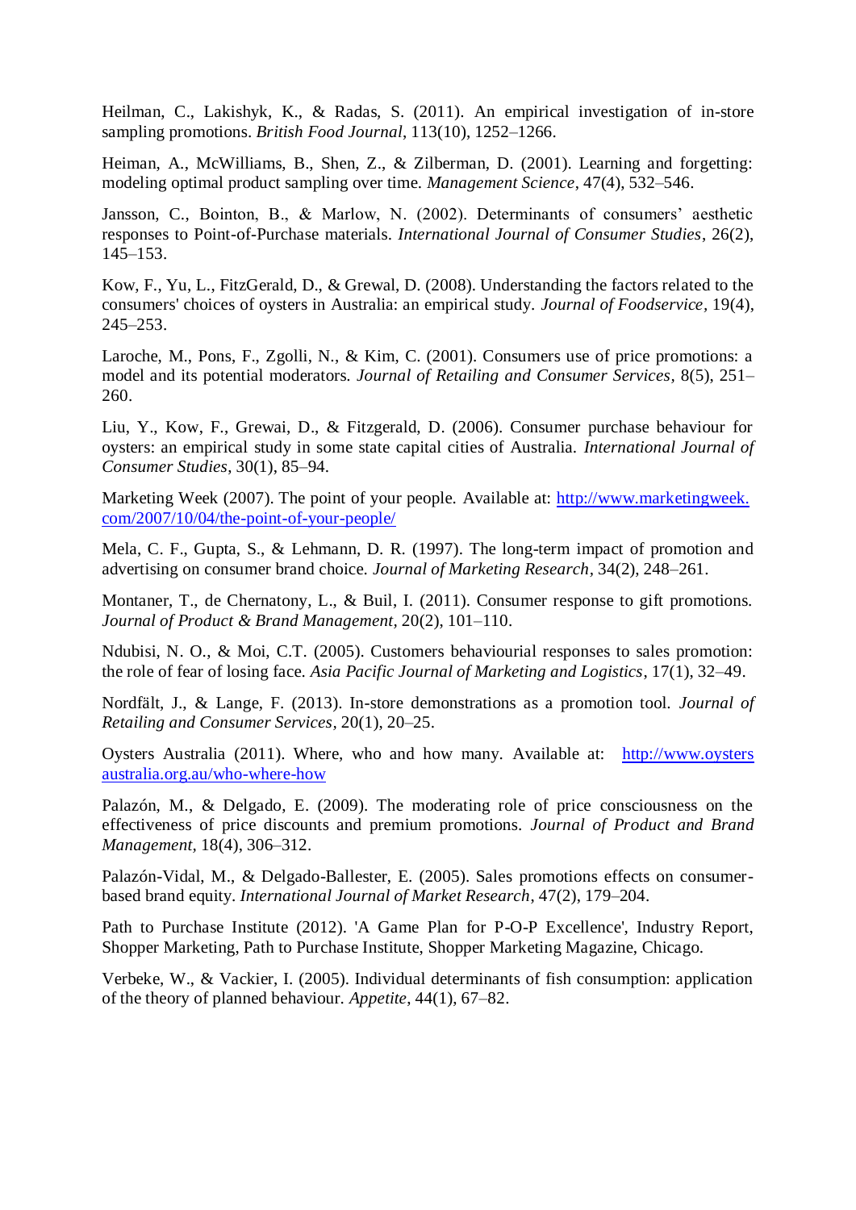Heilman, C., Lakishyk, K., & Radas, S. (2011). An empirical investigation of in-store sampling promotions. *British Food Journal*, 113(10), 1252–1266.

Heiman, A., McWilliams, B., Shen, Z., & Zilberman, D. (2001). Learning and forgetting: modeling optimal product sampling over time. *Management Science*, 47(4), 532–546.

Jansson, C., Bointon, B., & Marlow, N. (2002). Determinants of consumers' aesthetic responses to Point-of-Purchase materials. *International Journal of Consumer Studies*, 26(2), 145–153.

Kow, F., Yu, L., FitzGerald, D., & Grewal, D. (2008). Understanding the factors related to the consumers' choices of oysters in Australia: an empirical study. *Journal of Foodservice*, 19(4), 245–253.

Laroche, M., Pons, F., Zgolli, N., & Kim, C. (2001). Consumers use of price promotions: a model and its potential moderators. *Journal of Retailing and Consumer Services*, 8(5), 251–260.

Liu, Y., Kow, F., Grewai, D., & Fitzgerald, D. (2006). Consumer purchase behaviour for oysters: an empirical study in some state capital cities of Australia. *International Journal of Consumer Studies*, 30(1), 85–94.

Marketing Week (2007). The point of your people. Available at: http://www.marketingweek.com/2007/10/04/the-point-of-your-people/

Mela, C. F., Gupta, S., & Lehmann, D. R. (1997). The long-term impact of promotion and advertising on consumer brand choice. *Journal of Marketing Research*, 34(2), 248–261.

Montaner, T., de Chernatony, L., & Buil, I. (2011). Consumer response to gift promotions. *Journal of Product & Brand Management*, 20(2), 101–110.

Ndubisi, N. O., & Moi, C.T. (2005). Customers behaviourial responses to sales promotion: the role of fear of losing face. *Asia Pacific Journal of Marketing and Logistics*, 17(1), 32–49.

Nordfält, J., & Lange, F. (2013). In-store demonstrations as a promotion tool. *Journal of Retailing and Consumer Services*, 20(1), 20–25.

Oysters Australia (2011). Where, who and how many. Available at: http://www.oystersaustralia.org.au/who-where-how

Palazón, M., & Delgado, E. (2009). The moderating role of price consciousness on the effectiveness of price discounts and premium promotions. *Journal of Product and Brand Management*, 18(4), 306–312.

Palazón-Vidal, M., & Delgado-Ballester, E. (2005). Sales promotions effects on consumer-based brand equity. *International Journal of Market Research*, 47(2), 179–204.

Path to Purchase Institute (2012). 'A Game Plan for P-O-P Excellence', Industry Report, Shopper Marketing, Path to Purchase Institute, Shopper Marketing Magazine, Chicago.

Verbeke, W., & Vackier, I. (2005). Individual determinants of fish consumption: application of the theory of planned behaviour. *Appetite*, 44(1), 67–82.